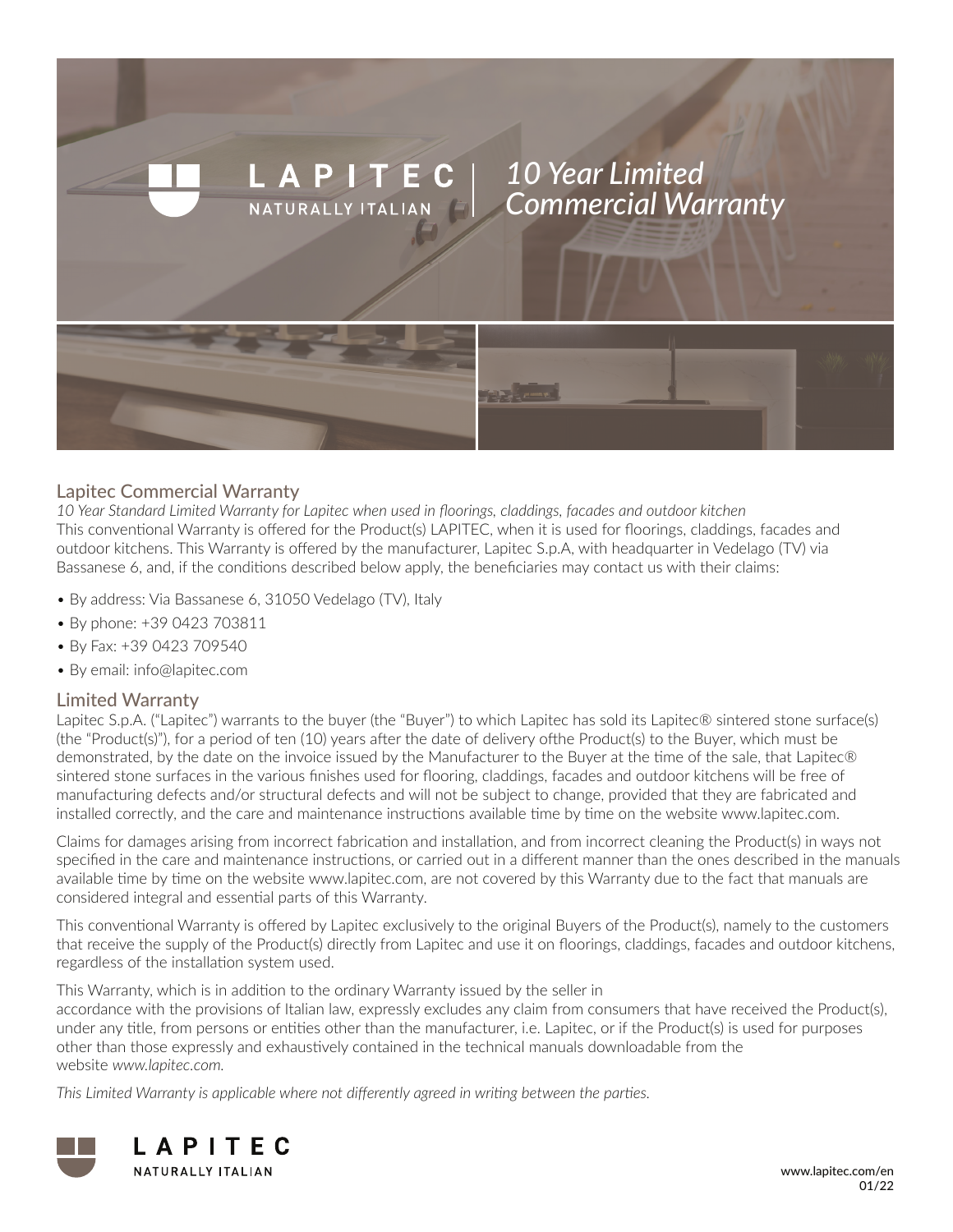# LAPITEC NATURALLY ITALIAN | *10 Year Limited Commercial Warranty*

## Lapitec Commercial Warranty

*10 Year Standard Limited Warranty for Lapitec when used in floorings, claddings, facades and outdoor kitchen*

This conventional Warranty is offered for the Product(s) LAPITEC, when it is used for floorings, claddings, facades and outdoor kitchens. This Warranty is offered by the manufacturer, Lapitec S.p.A, with headquarter in Vedelago (TV) via Bassanese 6, and, if the conditions described below apply, the beneficiaries may contact us with their claims:

- By address: Via Bassanese 6, 31050 Vedelago (TV), Italy
- By phone: +39 0423 703811
- By Fax: +39 0423 709540
- By email: info@lapitec.com

## Limited Warranty

Lapitec S.p.A. ("Lapitec") warrants to the buyer (the "Buyer") to which Lapitec has sold its Lapitec® sintered stone surface(s) (the "Product(s)"), for a period of ten (10) years after the date of delivery ofthe Product(s) to the Buyer, which must be demonstrated, by the date on the invoice issued by the Manufacturer to the Buyer at the time of the sale, that Lapitec® sintered stone surfaces in the various finishes used for flooring, claddings, facades and outdoor kitchens will be free of manufacturing defects and/or structural defects and will not be subject to change, provided that they are fabricated and installed correctly, and the care and maintenance instructions available time by time on the website www.lapitec.com.

Claims for damages arising from incorrect fabrication and installation, and from incorrect cleaning the Product(s) in ways not specified in the care and maintenance instructions, or carried out in a different manner than the ones described in the manuals available time by time on the website www.lapitec.com, are not covered by this Warranty due to the fact that manuals are considered integral and essential parts of this Warranty.

This conventional Warranty is offered by Lapitec exclusively to the original Buyers of the Product(s), namely to the customers that receive the supply of the Product(s) directly from Lapitec and use it on floorings, claddings, facades and outdoor kitchens, regardless of the installation system used.

This Warranty, which is in addition to the ordinary Warranty issued by the seller in accordance with the provisions of Italian law, expressly excludes any claim from consumers that have received the Product(s), under any title, from persons or entities other than the manufacturer, i.e. Lapitec, or if the Product(s) is used for purposes other than those expressly and exhaustively contained in the technical manuals downloadable from the website *www.lapitec.com.*

*This Limited Warranty is applicable where not differently agreed in writing between the parties.*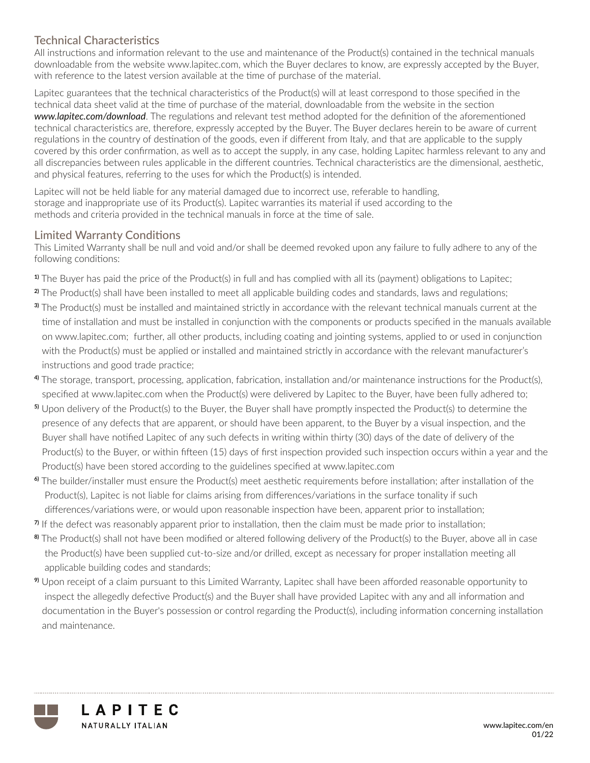## Technical Characteristics

All instructions and information relevant to the use and maintenance of the Product(s) contained in the technical manuals downloadable from the website www.lapitec.com, which the Buyer declares to know, are expressly accepted by the Buyer, with reference to the latest version available at the time of purchase of the material.

Lapitec guarantees that the technical characteristics of the Product(s) will at least correspond to those specified in the technical data sheet valid at the time of purchase of the material, downloadable from the website in the section ***www.lapitec.com/download***. The regulations and relevant test method adopted for the definition of the aforementioned technical characteristics are, therefore, expressly accepted by the Buyer. The Buyer declares herein to be aware of current regulations in the country of destination of the goods, even if different from Italy, and that are applicable to the supply covered by this order confirmation, as well as to accept the supply, in any case, holding Lapitec harmless relevant to any and all discrepancies between rules applicable in the different countries. Technical characteristics are the dimensional, aesthetic, and physical features, referring to the uses for which the Product(s) is intended.

Lapitec will not be held liable for any material damaged due to incorrect use, referable to handling, storage and inappropriate use of its Product(s). Lapitec warranties its material if used according to the methods and criteria provided in the technical manuals in force at the time of sale.

## Limited Warranty Conditions

This Limited Warranty shall be null and void and/or shall be deemed revoked upon any failure to fully adhere to any of the following conditions:

1) The Buyer has paid the price of the Product(s) in full and has complied with all its (payment) obligations to Lapitec;

2) The Product(s) shall have been installed to meet all applicable building codes and standards, laws and regulations;

3) The Product(s) must be installed and maintained strictly in accordance with the relevant technical manuals current at the time of installation and must be installed in conjunction with the components or products specified in the manuals available on www.lapitec.com; further, all other products, including coating and jointing systems, applied to or used in conjunction with the Product(s) must be applied or installed and maintained strictly in accordance with the relevant manufacturer's instructions and good trade practice;

4) The storage, transport, processing, application, fabrication, installation and/or maintenance instructions for the Product(s), specified at www.lapitec.com when the Product(s) were delivered by Lapitec to the Buyer, have been fully adhered to;

5) Upon delivery of the Product(s) to the Buyer, the Buyer shall have promptly inspected the Product(s) to determine the presence of any defects that are apparent, or should have been apparent, to the Buyer by a visual inspection, and the Buyer shall have notified Lapitec of any such defects in writing within thirty (30) days of the date of delivery of the Product(s) to the Buyer, or within fifteen (15) days of first inspection provided such inspection occurs within a year and the Product(s) have been stored according to the guidelines specified at www.lapitec.com

6) The builder/installer must ensure the Product(s) meet aesthetic requirements before installation; after installation of the Product(s), Lapitec is not liable for claims arising from differences/variations in the surface tonality if such differences/variations were, or would upon reasonable inspection have been, apparent prior to installation;

7) If the defect was reasonably apparent prior to installation, then the claim must be made prior to installation;

8) The Product(s) shall not have been modified or altered following delivery of the Product(s) to the Buyer, above all in case the Product(s) have been supplied cut-to-size and/or drilled, except as necessary for proper installation meeting all applicable building codes and standards;

9) Upon receipt of a claim pursuant to this Limited Warranty, Lapitec shall have been afforded reasonable opportunity to inspect the allegedly defective Product(s) and the Buyer shall have provided Lapitec with any and all information and documentation in the Buyer's possession or control regarding the Product(s), including information concerning installation and maintenance.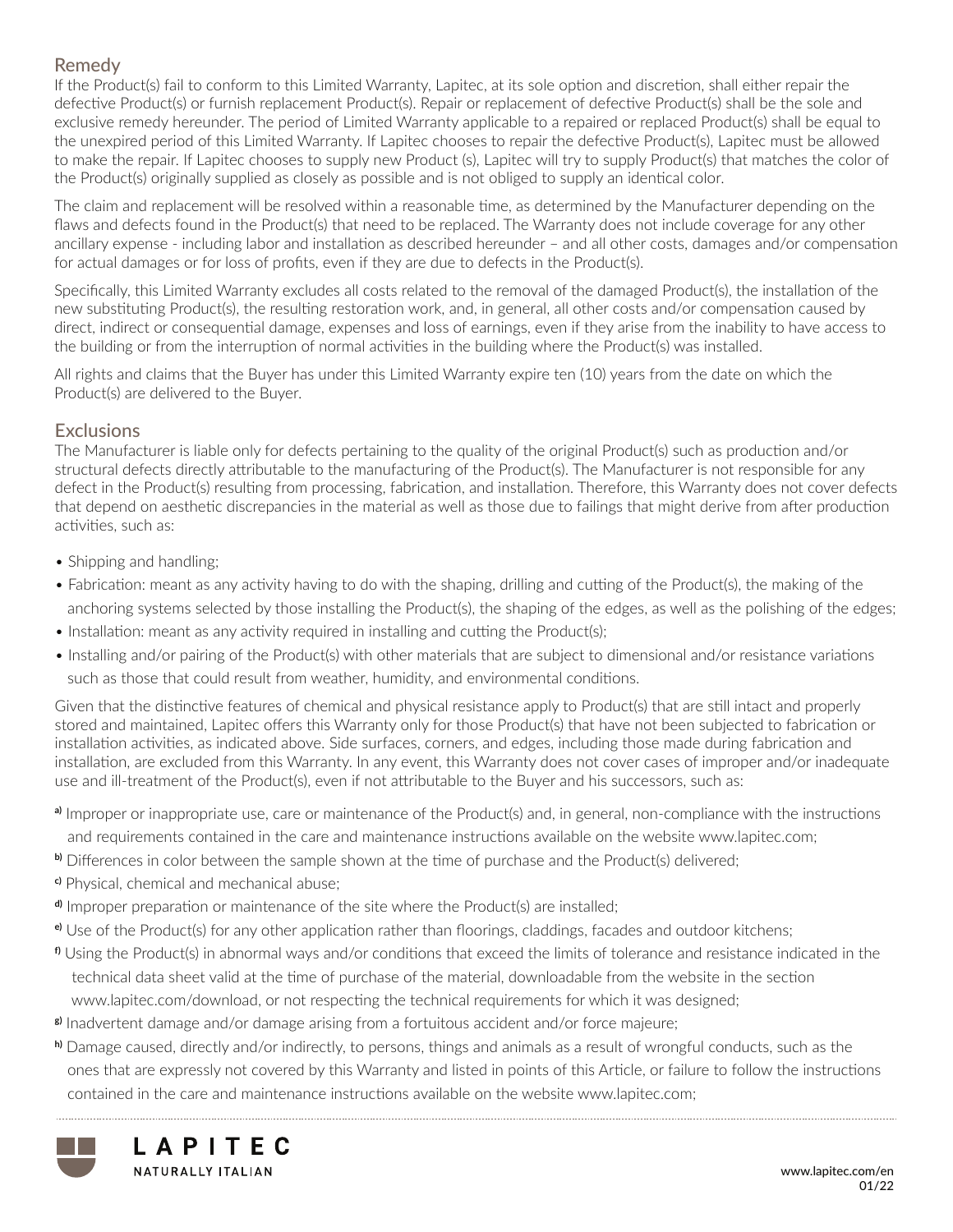## Remedy

If the Product(s) fail to conform to this Limited Warranty, Lapitec, at its sole option and discretion, shall either repair the defective Product(s) or furnish replacement Product(s). Repair or replacement of defective Product(s) shall be the sole and exclusive remedy hereunder. The period of Limited Warranty applicable to a repaired or replaced Product(s) shall be equal to the unexpired period of this Limited Warranty. If Lapitec chooses to repair the defective Product(s), Lapitec must be allowed to make the repair. If Lapitec chooses to supply new Product (s), Lapitec will try to supply Product(s) that matches the color of the Product(s) originally supplied as closely as possible and is not obliged to supply an identical color.

The claim and replacement will be resolved within a reasonable time, as determined by the Manufacturer depending on the flaws and defects found in the Product(s) that need to be replaced. The Warranty does not include coverage for any other ancillary expense - including labor and installation as described hereunder – and all other costs, damages and/or compensation for actual damages or for loss of profits, even if they are due to defects in the Product(s).

Specifically, this Limited Warranty excludes all costs related to the removal of the damaged Product(s), the installation of the new substituting Product(s), the resulting restoration work, and, in general, all other costs and/or compensation caused by direct, indirect or consequential damage, expenses and loss of earnings, even if they arise from the inability to have access to the building or from the interruption of normal activities in the building where the Product(s) was installed.

All rights and claims that the Buyer has under this Limited Warranty expire ten (10) years from the date on which the Product(s) are delivered to the Buyer.

## Exclusions

The Manufacturer is liable only for defects pertaining to the quality of the original Product(s) such as production and/or structural defects directly attributable to the manufacturing of the Product(s). The Manufacturer is not responsible for any defect in the Product(s) resulting from processing, fabrication, and installation. Therefore, this Warranty does not cover defects that depend on aesthetic discrepancies in the material as well as those due to failings that might derive from after production activities, such as:

- Shipping and handling;
- Fabrication: meant as any activity having to do with the shaping, drilling and cutting of the Product(s), the making of the anchoring systems selected by those installing the Product(s), the shaping of the edges, as well as the polishing of the edges;
- Installation: meant as any activity required in installing and cutting the Product(s);
- Installing and/or pairing of the Product(s) with other materials that are subject to dimensional and/or resistance variations such as those that could result from weather, humidity, and environmental conditions.

Given that the distinctive features of chemical and physical resistance apply to Product(s) that are still intact and properly stored and maintained, Lapitec offers this Warranty only for those Product(s) that have not been subjected to fabrication or installation activities, as indicated above. Side surfaces, corners, and edges, including those made during fabrication and installation, are excluded from this Warranty. In any event, this Warranty does not cover cases of improper and/or inadequate use and ill-treatment of the Product(s), even if not attributable to the Buyer and his successors, such as:

a) Improper or inappropriate use, care or maintenance of the Product(s) and, in general, non-compliance with the instructions and requirements contained in the care and maintenance instructions available on the website www.lapitec.com;

b) Differences in color between the sample shown at the time of purchase and the Product(s) delivered;

c) Physical, chemical and mechanical abuse;

d) Improper preparation or maintenance of the site where the Product(s) are installed;

e) Use of the Product(s) for any other application rather than floorings, claddings, facades and outdoor kitchens;

f) Using the Product(s) in abnormal ways and/or conditions that exceed the limits of tolerance and resistance indicated in the technical data sheet valid at the time of purchase of the material, downloadable from the website in the section www.lapitec.com/download, or not respecting the technical requirements for which it was designed;

g) Inadvertent damage and/or damage arising from a fortuitous accident and/or force majeure;

h) Damage caused, directly and/or indirectly, to persons, things and animals as a result of wrongful conducts, such as the ones that are expressly not covered by this Warranty and listed in points of this Article, or failure to follow the instructions contained in the care and maintenance instructions available on the website www.lapitec.com;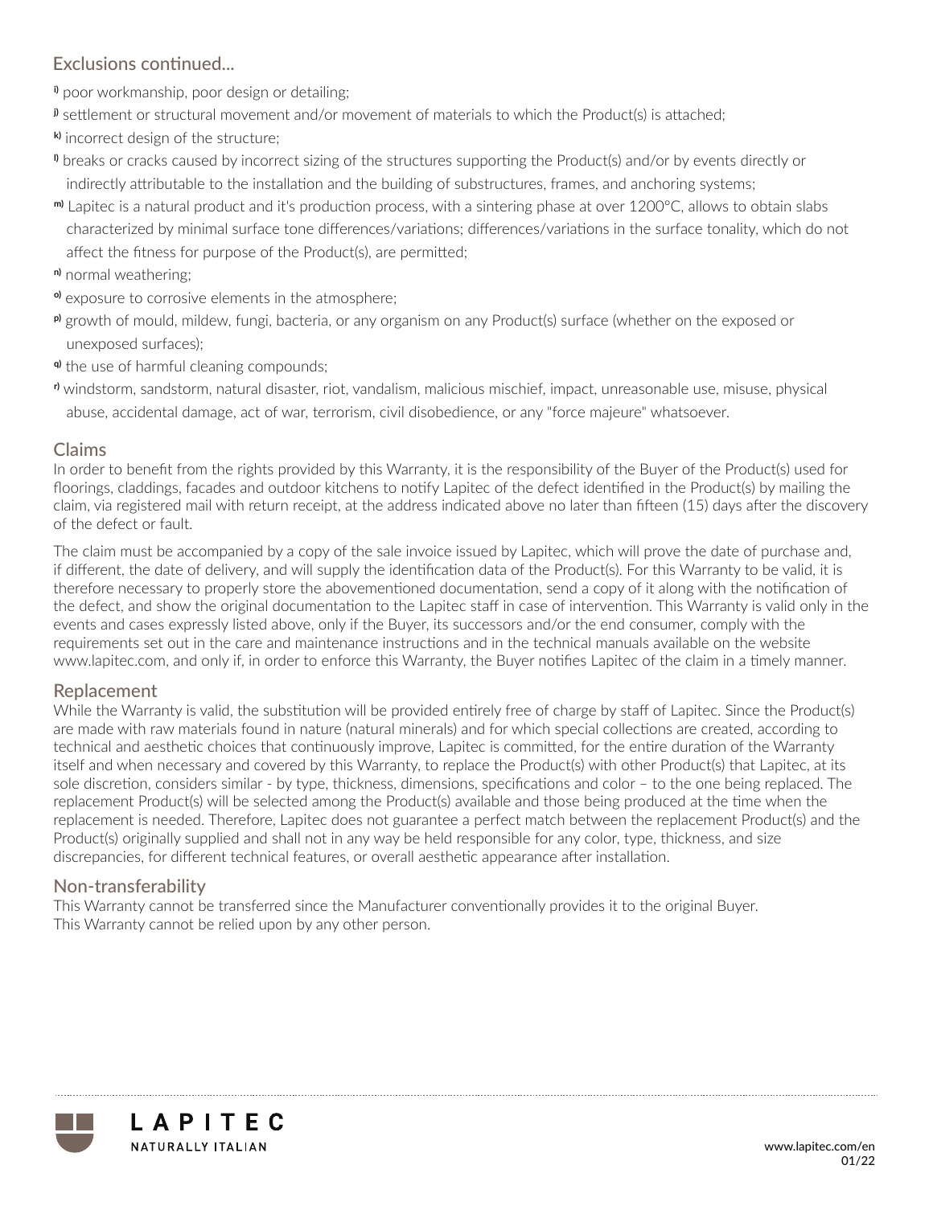## Exclusions continued...

i) poor workmanship, poor design or detailing;

j) settlement or structural movement and/or movement of materials to which the Product(s) is attached;

k) incorrect design of the structure;

l) breaks or cracks caused by incorrect sizing of the structures supporting the Product(s) and/or by events directly or indirectly attributable to the installation and the building of substructures, frames, and anchoring systems;

m) Lapitec is a natural product and it's production process, with a sintering phase at over 1200°C, allows to obtain slabs characterized by minimal surface tone differences/variations; differences/variations in the surface tonality, which do not affect the fitness for purpose of the Product(s), are permitted;

n) normal weathering;

o) exposure to corrosive elements in the atmosphere;

p) growth of mould, mildew, fungi, bacteria, or any organism on any Product(s) surface (whether on the exposed or unexposed surfaces);

q) the use of harmful cleaning compounds;

r) windstorm, sandstorm, natural disaster, riot, vandalism, malicious mischief, impact, unreasonable use, misuse, physical abuse, accidental damage, act of war, terrorism, civil disobedience, or any "force majeure" whatsoever.

## Claims

In order to benefit from the rights provided by this Warranty, it is the responsibility of the Buyer of the Product(s) used for floorings, claddings, facades and outdoor kitchens to notify Lapitec of the defect identified in the Product(s) by mailing the claim, via registered mail with return receipt, at the address indicated above no later than fifteen (15) days after the discovery of the defect or fault.

The claim must be accompanied by a copy of the sale invoice issued by Lapitec, which will prove the date of purchase and, if different, the date of delivery, and will supply the identification data of the Product(s). For this Warranty to be valid, it is therefore necessary to properly store the abovementioned documentation, send a copy of it along with the notification of the defect, and show the original documentation to the Lapitec staff in case of intervention. This Warranty is valid only in the events and cases expressly listed above, only if the Buyer, its successors and/or the end consumer, comply with the requirements set out in the care and maintenance instructions and in the technical manuals available on the website www.lapitec.com, and only if, in order to enforce this Warranty, the Buyer notifies Lapitec of the claim in a timely manner.

## Replacement

While the Warranty is valid, the substitution will be provided entirely free of charge by staff of Lapitec. Since the Product(s) are made with raw materials found in nature (natural minerals) and for which special collections are created, according to technical and aesthetic choices that continuously improve, Lapitec is committed, for the entire duration of the Warranty itself and when necessary and covered by this Warranty, to replace the Product(s) with other Product(s) that Lapitec, at its sole discretion, considers similar - by type, thickness, dimensions, specifications and color – to the one being replaced. The replacement Product(s) will be selected among the Product(s) available and those being produced at the time when the replacement is needed. Therefore, Lapitec does not guarantee a perfect match between the replacement Product(s) and the Product(s) originally supplied and shall not in any way be held responsible for any color, type, thickness, and size discrepancies, for different technical features, or overall aesthetic appearance after installation.

## Non-transferability

This Warranty cannot be transferred since the Manufacturer conventionally provides it to the original Buyer.
This Warranty cannot be relied upon by any other person.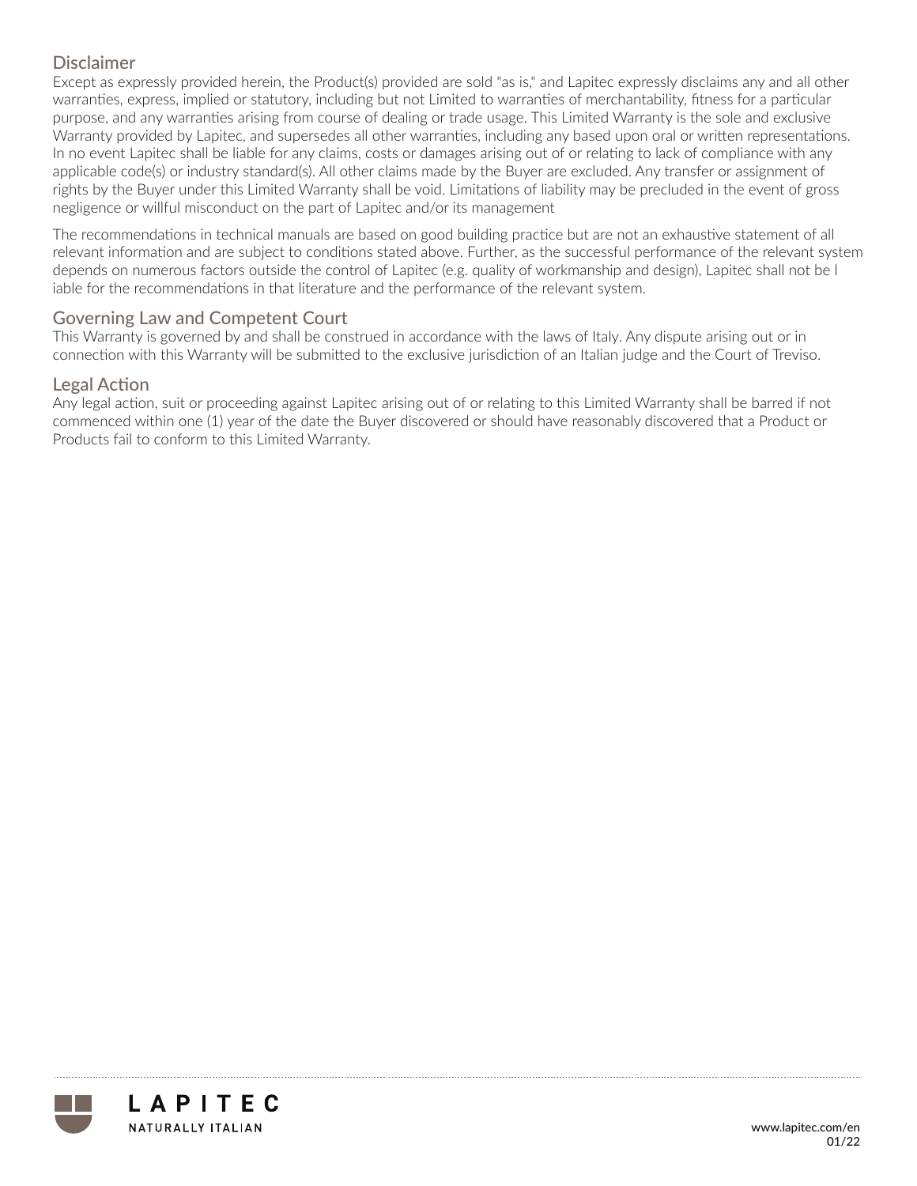## Disclaimer

Except as expressly provided herein, the Product(s) provided are sold "as is," and Lapitec expressly disclaims any and all other warranties, express, implied or statutory, including but not Limited to warranties of merchantability, fitness for a particular purpose, and any warranties arising from course of dealing or trade usage. This Limited Warranty is the sole and exclusive Warranty provided by Lapitec, and supersedes all other warranties, including any based upon oral or written representations. In no event Lapitec shall be liable for any claims, costs or damages arising out of or relating to lack of compliance with any applicable code(s) or industry standard(s). All other claims made by the Buyer are excluded. Any transfer or assignment of rights by the Buyer under this Limited Warranty shall be void. Limitations of liability may be precluded in the event of gross negligence or willful misconduct on the part of Lapitec and/or its management

The recommendations in technical manuals are based on good building practice but are not an exhaustive statement of all relevant information and are subject to conditions stated above. Further, as the successful performance of the relevant system depends on numerous factors outside the control of Lapitec (e.g. quality of workmanship and design), Lapitec shall not be l iable for the recommendations in that literature and the performance of the relevant system.

## Governing Law and Competent Court

This Warranty is governed by and shall be construed in accordance with the laws of Italy. Any dispute arising out or in connection with this Warranty will be submitted to the exclusive jurisdiction of an Italian judge and the Court of Treviso.

## Legal Action

Any legal action, suit or proceeding against Lapitec arising out of or relating to this Limited Warranty shall be barred if not commenced within one (1) year of the date the Buyer discovered or should have reasonably discovered that a Product or Products fail to conform to this Limited Warranty.